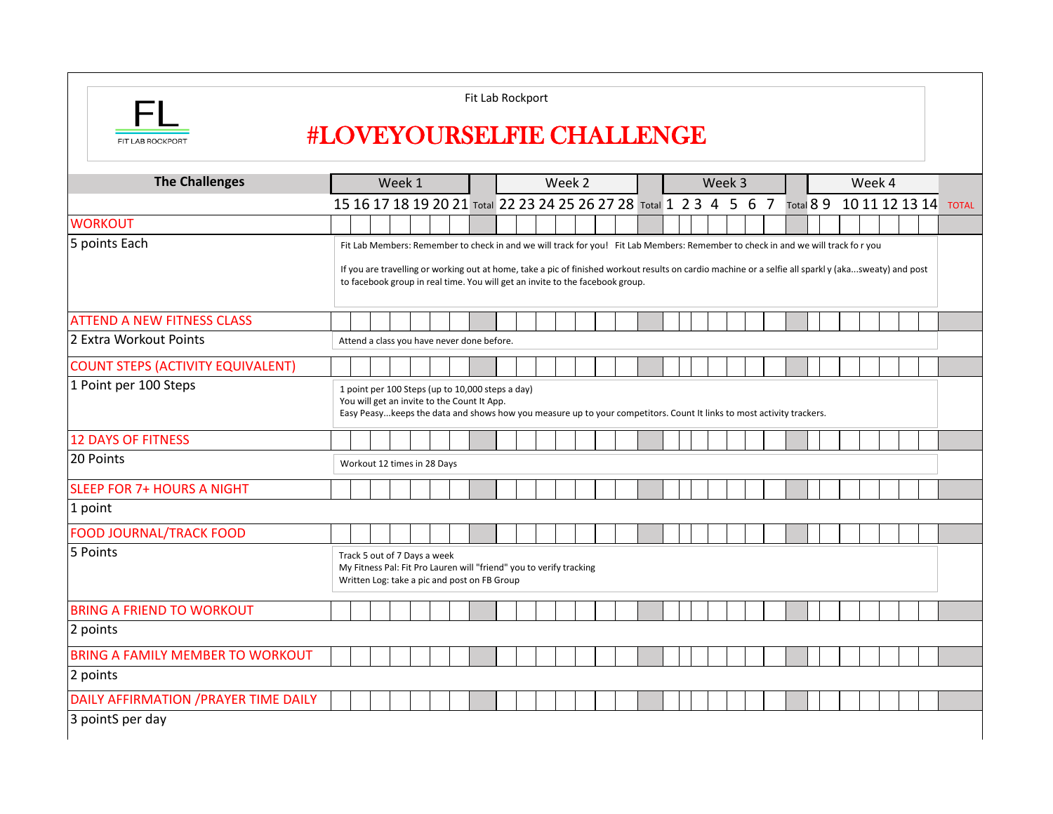FL

FIT LAB ROCKPORT

Fit Lab Rockport

# #LOVEYOURSELFIE CHALLENGE

| The Challenges | Week 1 | | | | | | | | Week 2 | | | | | | | | Week 3 | | | | | | | | Week 4 | | | | | | | |
|---|---|---|---|---|---|---|---|---|---|---|---|---|---|---|---|---|---|---|---|---|---|---|---|---|---|---|---|---|---|---|---|---|
| | 15 | 16 | 17 | 18 | 19 | 20 | 21 | Total | 22 | 23 | 24 | 25 | 26 | 27 | 28 | Total | 1 | 2 | 3 | 4 | 5 | 6 | 7 | Total | 8 | 9 | 10 | 11 | 12 | 13 | 14 | TOTAL |
| WORKOUT | | | | | | | | | | | | | | | | | | | | | | | | | | | | | | | | |
| 5 points Each | Fit Lab Members: Remember to check in and we will track for you! Fit Lab Members: Remember to check in and we will track fo r you<br><br>If you are travelling or working out at home, take a pic of finished workout results on cardio machine or a selfie all sparkl y (aka...sweaty) and post to facebook group in real time. You will get an invite to the facebook group. | | | | | | | | | | | | | | | | | | | | | | | | | | | | | | | |
| ATTEND A NEW FITNESS CLASS | | | | | | | | | | | | | | | | | | | | | | | | | | | | | | | | |
| 2 Extra Workout Points | Attend a class you have never done before. | | | | | | | | | | | | | | | | | | | | | | | | | | | | | | | |
| COUNT STEPS (ACTIVITY EQUIVALENT) | | | | | | | | | | | | | | | | | | | | | | | | | | | | | | | | |
| 1 Point per 100 Steps | 1 point per 100 Steps (up to 10,000 steps a day)<br>You will get an invite to the Count It App.<br>Easy Peasy...keeps the data and shows how you measure up to your competitors. Count It links to most activity trackers. | | | | | | | | | | | | | | | | | | | | | | | | | | | | | | | |
| 12 DAYS OF FITNESS | | | | | | | | | | | | | | | | | | | | | | | | | | | | | | | | |
| 20 Points | Workout 12 times in 28 Days | | | | | | | | | | | | | | | | | | | | | | | | | | | | | | | |
| SLEEP FOR 7+ HOURS A NIGHT | | | | | | | | | | | | | | | | | | | | | | | | | | | | | | | | |
| 1 point | | | | | | | | | | | | | | | | | | | | | | | | | | | | | | | | |
| FOOD JOURNAL/TRACK FOOD | | | | | | | | | | | | | | | | | | | | | | | | | | | | | | | | |
| 5 Points | Track 5 out of 7 Days a week<br>My Fitness Pal: Fit Pro Lauren will "friend" you to verify tracking<br>Written Log: take a pic and post on FB Group | | | | | | | | | | | | | | | | | | | | | | | | | | | | | | | |
| BRING A FRIEND TO WORKOUT | | | | | | | | | | | | | | | | | | | | | | | | | | | | | | | | |
| 2 points | | | | | | | | | | | | | | | | | | | | | | | | | | | | | | | | |
| BRING A FAMILY MEMBER TO WORKOUT | | | | | | | | | | | | | | | | | | | | | | | | | | | | | | | | |
| 2 points | | | | | | | | | | | | | | | | | | | | | | | | | | | | | | | | |
| DAILY AFFIRMATION /PRAYER TIME DAILY | | | | | | | | | | | | | | | | | | | | | | | | | | | | | | | | |
| 3 pointS per day | | | | | | | | | | | | | | | | | | | | | | | | | | | | | | | | |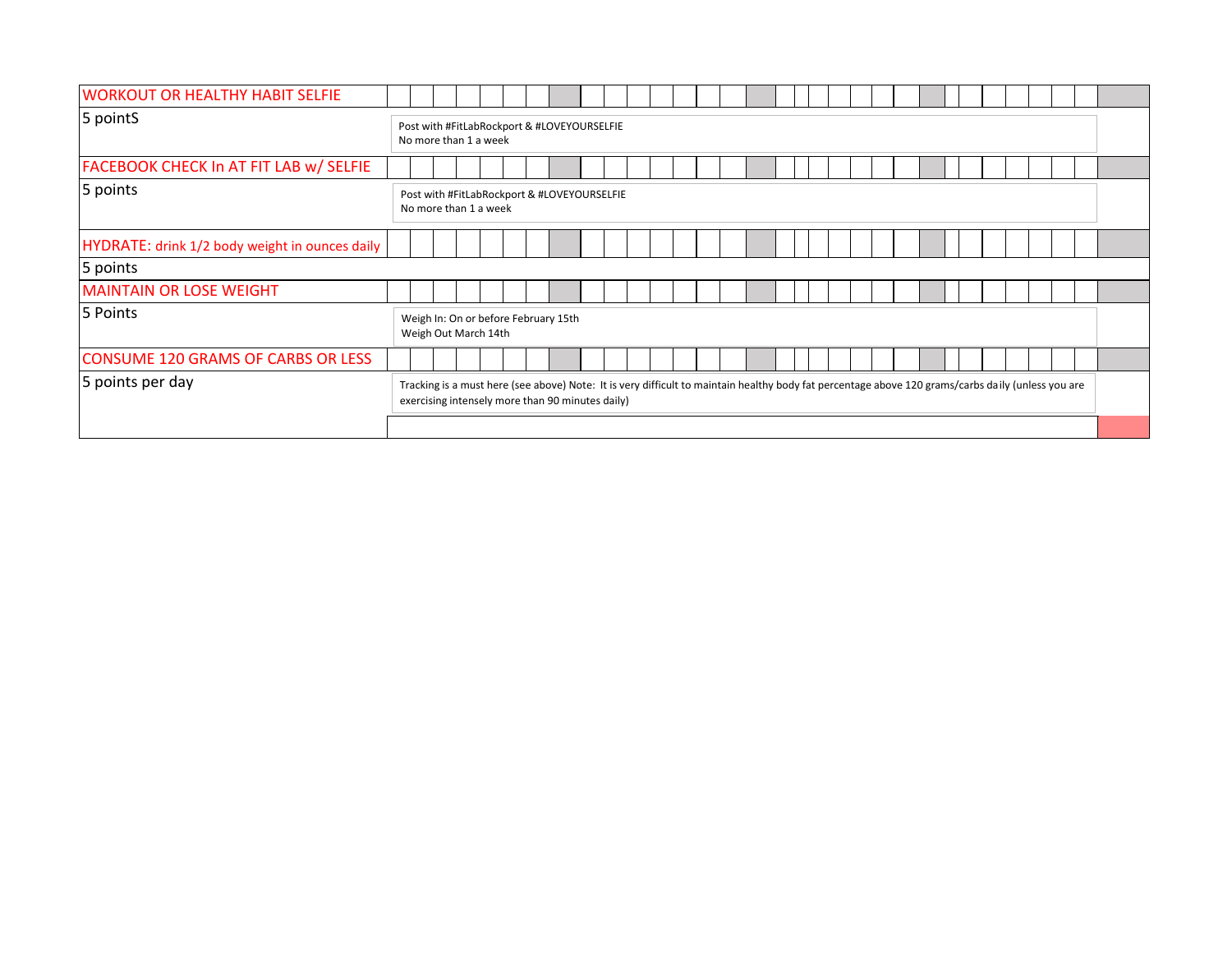| | |
|---|---|
| WORKOUT OR HEALTHY HABIT SELFIE | |
| 5 pointS | Post with #FitLabRockport & #LOVEYOURSELFIE<br>No more than 1 a week |
| FACEBOOK CHECK In AT FIT LAB w/ SELFIE | |
| 5 points | Post with #FitLabRockport & #LOVEYOURSELFIE<br>No more than 1 a week |
| HYDRATE: drink 1/2 body weight in ounces daily | |
| 5 points | |
| MAINTAIN OR LOSE WEIGHT | |
| 5 Points | Weigh In: On or before February 15th<br>Weigh Out March 14th |
| CONSUME 120 GRAMS OF CARBS OR LESS | |
| 5 points per day | Tracking is a must here (see above) Note: It is very difficult to maintain healthy body fat percentage above 120 grams/carbs daily (unless you are exercising intensely more than 90 minutes daily) |